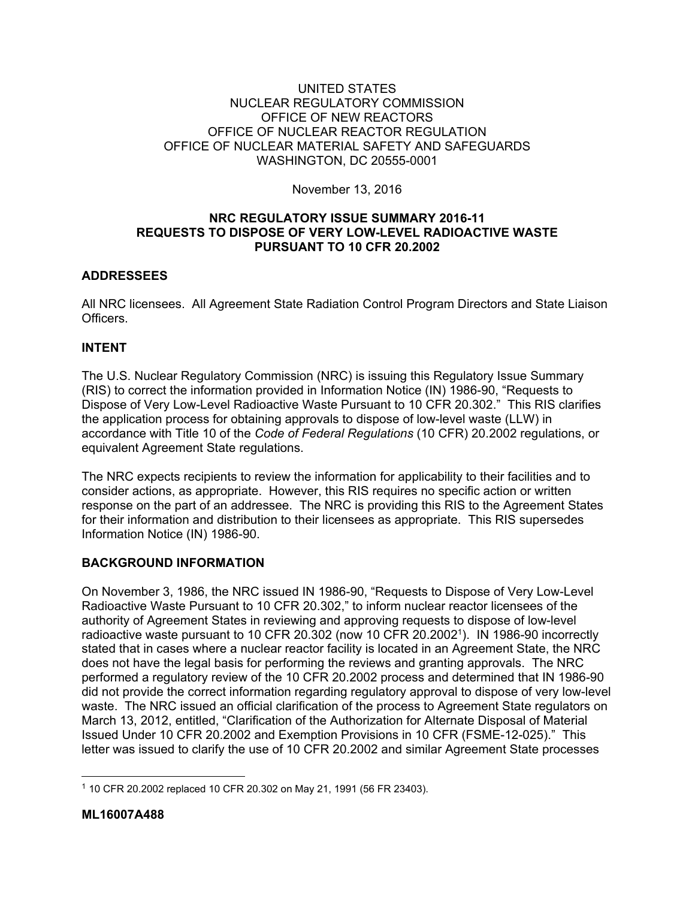UNITED STATES
NUCLEAR REGULATORY COMMISSION
OFFICE OF NEW REACTORS
OFFICE OF NUCLEAR REACTOR REGULATION
OFFICE OF NUCLEAR MATERIAL SAFETY AND SAFEGUARDS
WASHINGTON, DC 20555-0001

November 13, 2016

**NRC REGULATORY ISSUE SUMMARY 2016-11**
**REQUESTS TO DISPOSE OF VERY LOW-LEVEL RADIOACTIVE WASTE PURSUANT TO 10 CFR 20.2002**

## ADDRESSEES

All NRC licensees. All Agreement State Radiation Control Program Directors and State Liaison Officers.

## INTENT

The U.S. Nuclear Regulatory Commission (NRC) is issuing this Regulatory Issue Summary (RIS) to correct the information provided in Information Notice (IN) 1986-90, "Requests to Dispose of Very Low-Level Radioactive Waste Pursuant to 10 CFR 20.302." This RIS clarifies the application process for obtaining approvals to dispose of low-level waste (LLW) in accordance with Title 10 of the *Code of Federal Regulations* (10 CFR) 20.2002 regulations, or equivalent Agreement State regulations.

The NRC expects recipients to review the information for applicability to their facilities and to consider actions, as appropriate. However, this RIS requires no specific action or written response on the part of an addressee. The NRC is providing this RIS to the Agreement States for their information and distribution to their licensees as appropriate. This RIS supersedes Information Notice (IN) 1986-90.

## BACKGROUND INFORMATION

On November 3, 1986, the NRC issued IN 1986-90, "Requests to Dispose of Very Low-Level Radioactive Waste Pursuant to 10 CFR 20.302," to inform nuclear reactor licensees of the authority of Agreement States in reviewing and approving requests to dispose of low-level radioactive waste pursuant to 10 CFR 20.302 (now 10 CFR 20.2002[1]). IN 1986-90 incorrectly stated that in cases where a nuclear reactor facility is located in an Agreement State, the NRC does not have the legal basis for performing the reviews and granting approvals. The NRC performed a regulatory review of the 10 CFR 20.2002 process and determined that IN 1986-90 did not provide the correct information regarding regulatory approval to dispose of very low-level waste. The NRC issued an official clarification of the process to Agreement State regulators on March 13, 2012, entitled, "Clarification of the Authorization for Alternate Disposal of Material Issued Under 10 CFR 20.2002 and Exemption Provisions in 10 CFR (FSME-12-025)." This letter was issued to clarify the use of 10 CFR 20.2002 and similar Agreement State processes

[1] 10 CFR 20.2002 replaced 10 CFR 20.302 on May 21, 1991 (56 FR 23403).

**ML16007A488**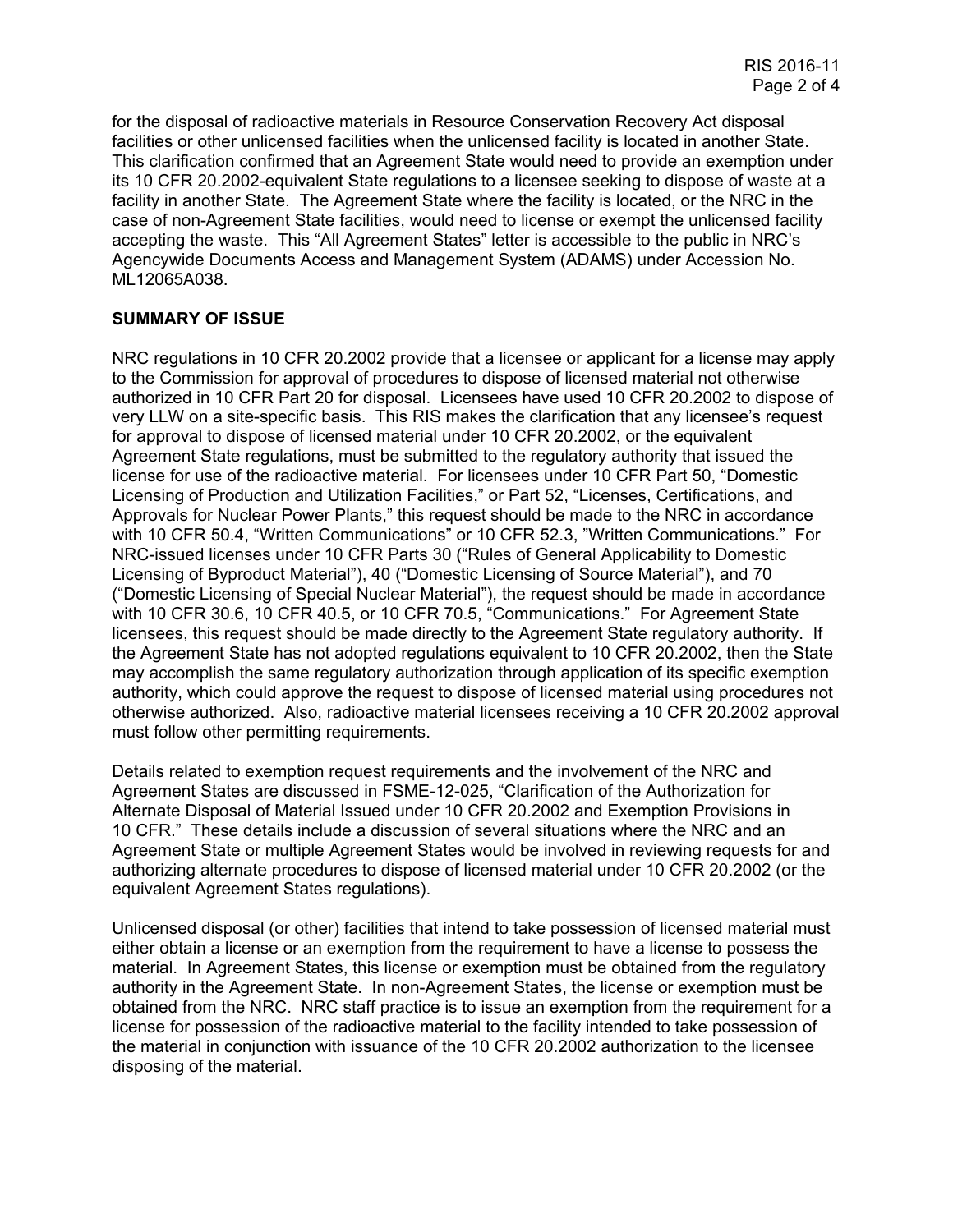for the disposal of radioactive materials in Resource Conservation Recovery Act disposal facilities or other unlicensed facilities when the unlicensed facility is located in another State. This clarification confirmed that an Agreement State would need to provide an exemption under its 10 CFR 20.2002-equivalent State regulations to a licensee seeking to dispose of waste at a facility in another State. The Agreement State where the facility is located, or the NRC in the case of non-Agreement State facilities, would need to license or exempt the unlicensed facility accepting the waste. This "All Agreement States" letter is accessible to the public in NRC's Agencywide Documents Access and Management System (ADAMS) under Accession No. ML12065A038.

**SUMMARY OF ISSUE**

NRC regulations in 10 CFR 20.2002 provide that a licensee or applicant for a license may apply to the Commission for approval of procedures to dispose of licensed material not otherwise authorized in 10 CFR Part 20 for disposal. Licensees have used 10 CFR 20.2002 to dispose of very LLW on a site-specific basis. This RIS makes the clarification that any licensee's request for approval to dispose of licensed material under 10 CFR 20.2002, or the equivalent Agreement State regulations, must be submitted to the regulatory authority that issued the license for use of the radioactive material. For licensees under 10 CFR Part 50, "Domestic Licensing of Production and Utilization Facilities," or Part 52, "Licenses, Certifications, and Approvals for Nuclear Power Plants," this request should be made to the NRC in accordance with 10 CFR 50.4, "Written Communications" or 10 CFR 52.3, "Written Communications." For NRC-issued licenses under 10 CFR Parts 30 ("Rules of General Applicability to Domestic Licensing of Byproduct Material"), 40 ("Domestic Licensing of Source Material"), and 70 ("Domestic Licensing of Special Nuclear Material"), the request should be made in accordance with 10 CFR 30.6, 10 CFR 40.5, or 10 CFR 70.5, "Communications." For Agreement State licensees, this request should be made directly to the Agreement State regulatory authority. If the Agreement State has not adopted regulations equivalent to 10 CFR 20.2002, then the State may accomplish the same regulatory authorization through application of its specific exemption authority, which could approve the request to dispose of licensed material using procedures not otherwise authorized. Also, radioactive material licensees receiving a 10 CFR 20.2002 approval must follow other permitting requirements.

Details related to exemption request requirements and the involvement of the NRC and Agreement States are discussed in FSME-12-025, "Clarification of the Authorization for Alternate Disposal of Material Issued under 10 CFR 20.2002 and Exemption Provisions in 10 CFR." These details include a discussion of several situations where the NRC and an Agreement State or multiple Agreement States would be involved in reviewing requests for and authorizing alternate procedures to dispose of licensed material under 10 CFR 20.2002 (or the equivalent Agreement States regulations).

Unlicensed disposal (or other) facilities that intend to take possession of licensed material must either obtain a license or an exemption from the requirement to have a license to possess the material. In Agreement States, this license or exemption must be obtained from the regulatory authority in the Agreement State. In non-Agreement States, the license or exemption must be obtained from the NRC. NRC staff practice is to issue an exemption from the requirement for a license for possession of the radioactive material to the facility intended to take possession of the material in conjunction with issuance of the 10 CFR 20.2002 authorization to the licensee disposing of the material.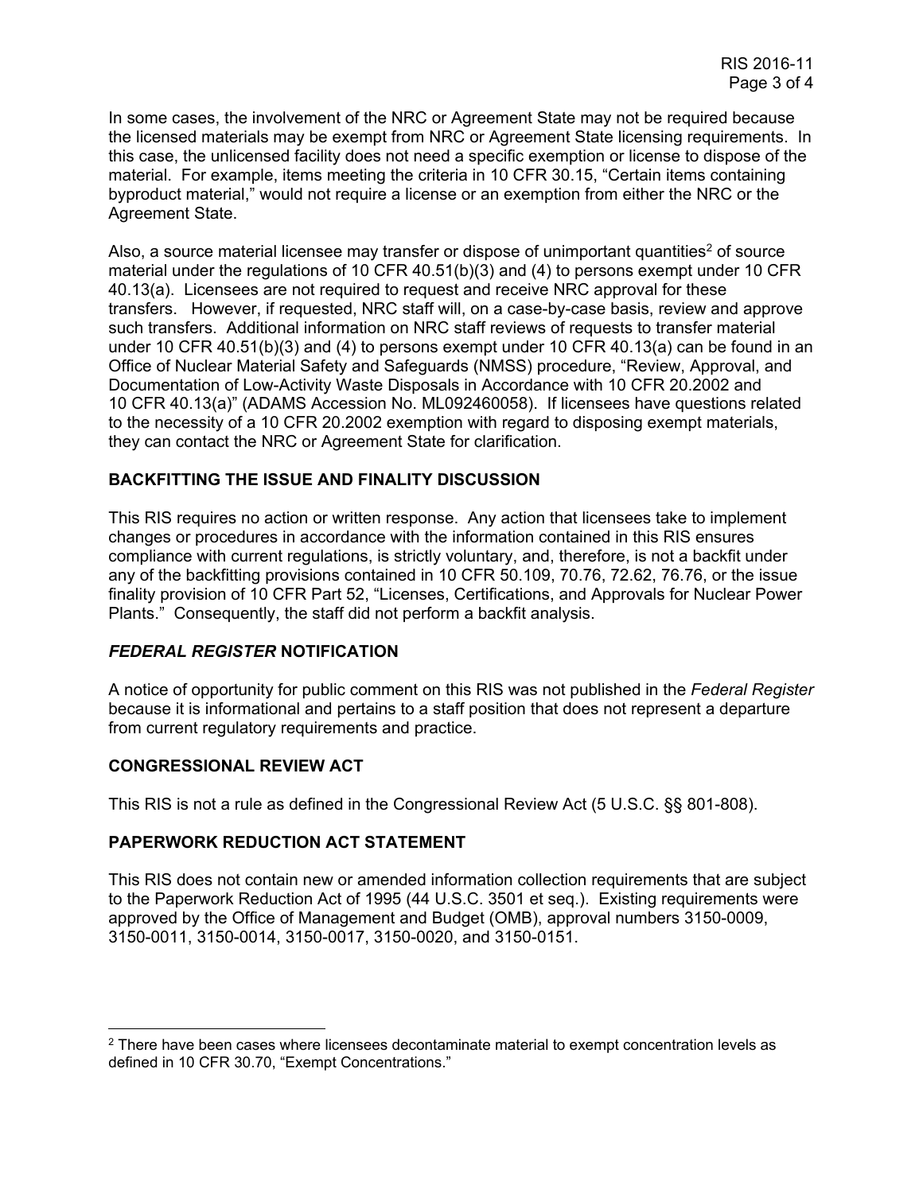In some cases, the involvement of the NRC or Agreement State may not be required because the licensed materials may be exempt from NRC or Agreement State licensing requirements. In this case, the unlicensed facility does not need a specific exemption or license to dispose of the material. For example, items meeting the criteria in 10 CFR 30.15, "Certain items containing byproduct material," would not require a license or an exemption from either the NRC or the Agreement State.

Also, a source material licensee may transfer or dispose of unimportant quantities[2] of source material under the regulations of 10 CFR 40.51(b)(3) and (4) to persons exempt under 10 CFR 40.13(a). Licensees are not required to request and receive NRC approval for these transfers. However, if requested, NRC staff will, on a case-by-case basis, review and approve such transfers. Additional information on NRC staff reviews of requests to transfer material under 10 CFR 40.51(b)(3) and (4) to persons exempt under 10 CFR 40.13(a) can be found in an Office of Nuclear Material Safety and Safeguards (NMSS) procedure, "Review, Approval, and Documentation of Low-Activity Waste Disposals in Accordance with 10 CFR 20.2002 and 10 CFR 40.13(a)" (ADAMS Accession No. ML092460058). If licensees have questions related to the necessity of a 10 CFR 20.2002 exemption with regard to disposing exempt materials, they can contact the NRC or Agreement State for clarification.

## BACKFITTING THE ISSUE AND FINALITY DISCUSSION

This RIS requires no action or written response. Any action that licensees take to implement changes or procedures in accordance with the information contained in this RIS ensures compliance with current regulations, is strictly voluntary, and, therefore, is not a backfit under any of the backfitting provisions contained in 10 CFR 50.109, 70.76, 72.62, 76.76, or the issue finality provision of 10 CFR Part 52, "Licenses, Certifications, and Approvals for Nuclear Power Plants." Consequently, the staff did not perform a backfit analysis.

## *FEDERAL REGISTER* NOTIFICATION

A notice of opportunity for public comment on this RIS was not published in the *Federal Register* because it is informational and pertains to a staff position that does not represent a departure from current regulatory requirements and practice.

## CONGRESSIONAL REVIEW ACT

This RIS is not a rule as defined in the Congressional Review Act (5 U.S.C. §§ 801-808).

## PAPERWORK REDUCTION ACT STATEMENT

This RIS does not contain new or amended information collection requirements that are subject to the Paperwork Reduction Act of 1995 (44 U.S.C. 3501 et seq.). Existing requirements were approved by the Office of Management and Budget (OMB), approval numbers 3150-0009, 3150-0011, 3150-0014, 3150-0017, 3150-0020, and 3150-0151.

---

[2] There have been cases where licensees decontaminate material to exempt concentration levels as defined in 10 CFR 30.70, "Exempt Concentrations."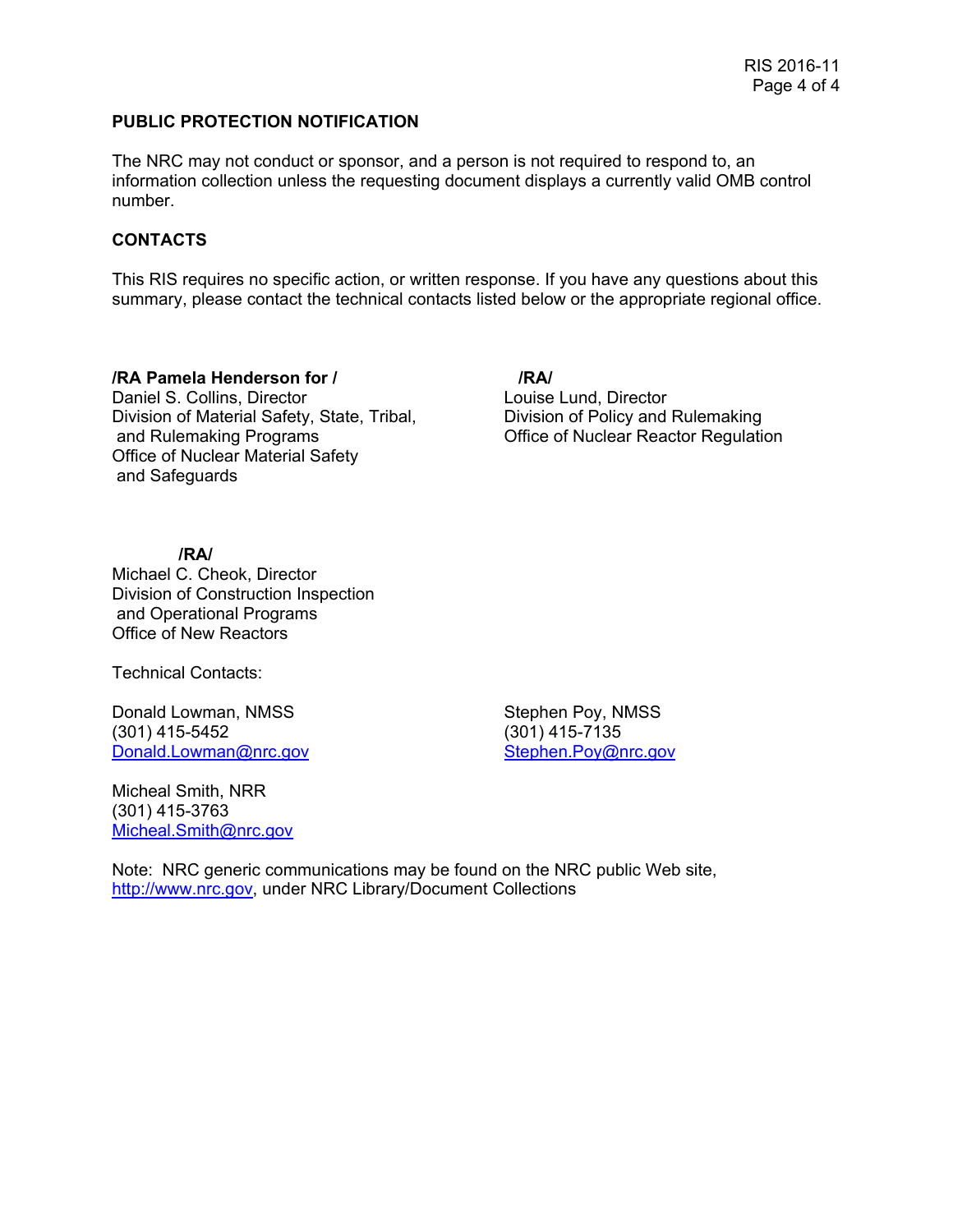## PUBLIC PROTECTION NOTIFICATION

The NRC may not conduct or sponsor, and a person is not required to respond to, an information collection unless the requesting document displays a currently valid OMB control number.

## CONTACTS

This RIS requires no specific action, or written response. If you have any questions about this summary, please contact the technical contacts listed below or the appropriate regional office.

**/RA Pamela Henderson for /**
Daniel S. Collins, Director
Division of Material Safety, State, Tribal, and Rulemaking Programs
Office of Nuclear Material Safety and Safeguards

**/RA/**
Louise Lund, Director
Division of Policy and Rulemaking
Office of Nuclear Reactor Regulation

**/RA/**
Michael C. Cheok, Director
Division of Construction Inspection and Operational Programs
Office of New Reactors

Technical Contacts:

Donald Lowman, NMSS
(301) 415-5452
Donald.Lowman@nrc.gov

Stephen Poy, NMSS
(301) 415-7135
Stephen.Poy@nrc.gov

Micheal Smith, NRR
(301) 415-3763
Micheal.Smith@nrc.gov

Note: NRC generic communications may be found on the NRC public Web site, http://www.nrc.gov, under NRC Library/Document Collections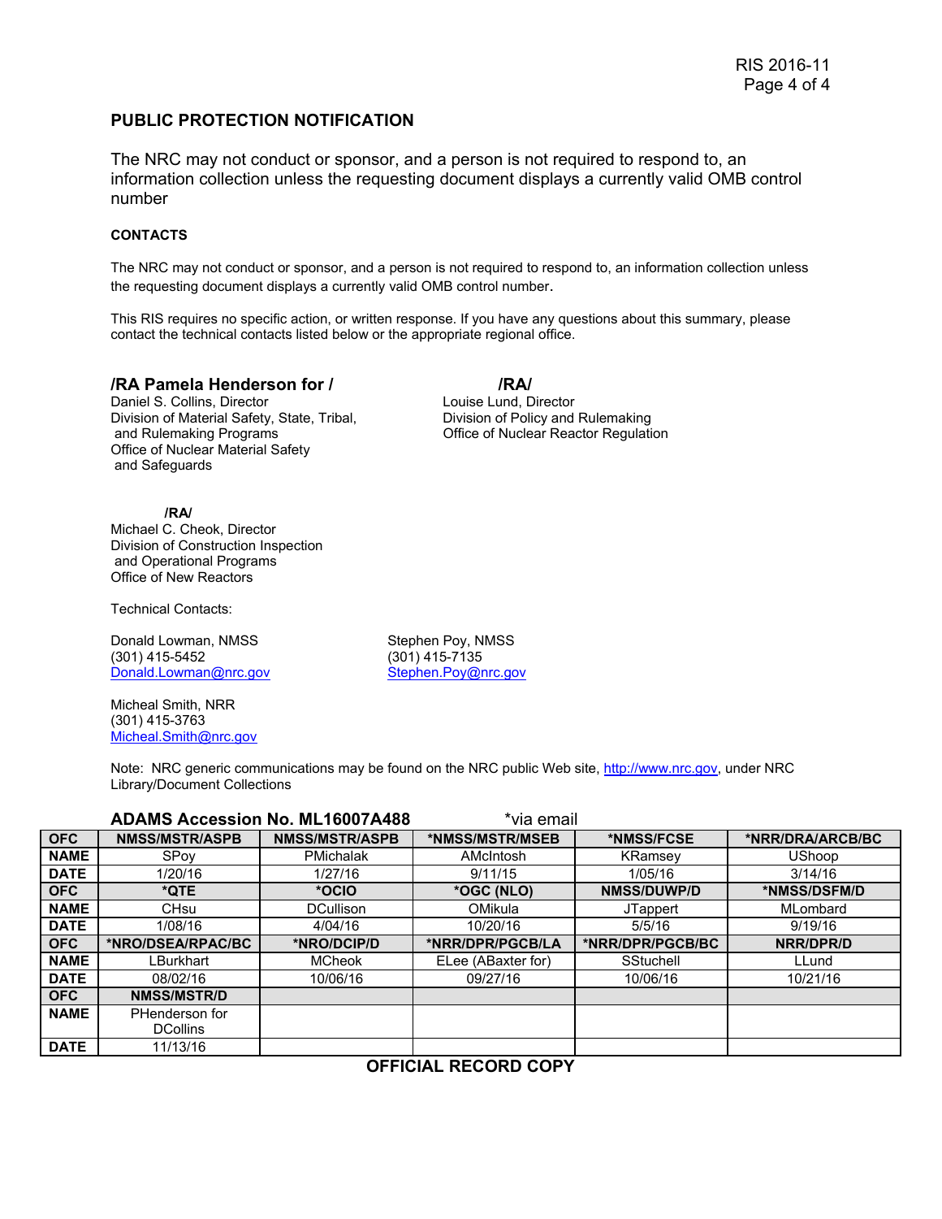## PUBLIC PROTECTION NOTIFICATION

The NRC may not conduct or sponsor, and a person is not required to respond to, an information collection unless the requesting document displays a currently valid OMB control number

### CONTACTS

The NRC may not conduct or sponsor, and a person is not required to respond to, an information collection unless the requesting document displays a currently valid OMB control number.

This RIS requires no specific action, or written response. If you have any questions about this summary, please contact the technical contacts listed below or the appropriate regional office.

**/RA Pamela Henderson for /**
Daniel S. Collins, Director
Division of Material Safety, State, Tribal, and Rulemaking Programs
Office of Nuclear Material Safety and Safeguards

**/RA/**
Louise Lund, Director
Division of Policy and Rulemaking
Office of Nuclear Reactor Regulation

**/RA/**
Michael C. Cheok, Director
Division of Construction Inspection and Operational Programs
Office of New Reactors

Technical Contacts:

Donald Lowman, NMSS
(301) 415-5452
Donald.Lowman@nrc.gov

Stephen Poy, NMSS
(301) 415-7135
Stephen.Poy@nrc.gov

Micheal Smith, NRR
(301) 415-3763
Micheal.Smith@nrc.gov

Note: NRC generic communications may be found on the NRC public Web site, http://www.nrc.gov, under NRC Library/Document Collections

**ADAMS Accession No. ML16007A488** *via email

| OFC | NMSS/MSTR/ASPB | NMSS/MSTR/ASPB | *NMSS/MSTR/MSEB | *NMSS/FCSE | *NRR/DRA/ARCB/BC |
|---|---|---|---|---|---|
| NAME | SPoy | PMichalak | AMcIntosh | KRamsey | UShoop |
| DATE | 1/20/16 | 1/27/16 | 9/11/15 | 1/05/16 | 3/14/16 |
| OFC | *QTE | *OCIO | *OGC (NLO) | NMSS/DUWP/D | *NMSS/DSFM/D |
| NAME | CHsu | DCullison | OMikula | JTappert | MLombard |
| DATE | 1/08/16 | 4/04/16 | 10/20/16 | 5/5/16 | 9/19/16 |
| OFC | *NRO/DSEA/RPAC/BC | *NRO/DCIP/D | *NRR/DPR/PGCB/LA | *NRR/DPR/PGCB/BC | NRR/DPR/D |
| NAME | LBurkhart | MCheok | ELee (ABaxter for) | SStuchell | LLund |
| DATE | 08/02/16 | 10/06/16 | 09/27/16 | 10/06/16 | 10/21/16 |
| OFC | NMSS/MSTR/D | | | | |
| NAME | PHenderson for DCollins | | | | |
| DATE | 11/13/16 | | | | |

**OFFICIAL RECORD COPY**